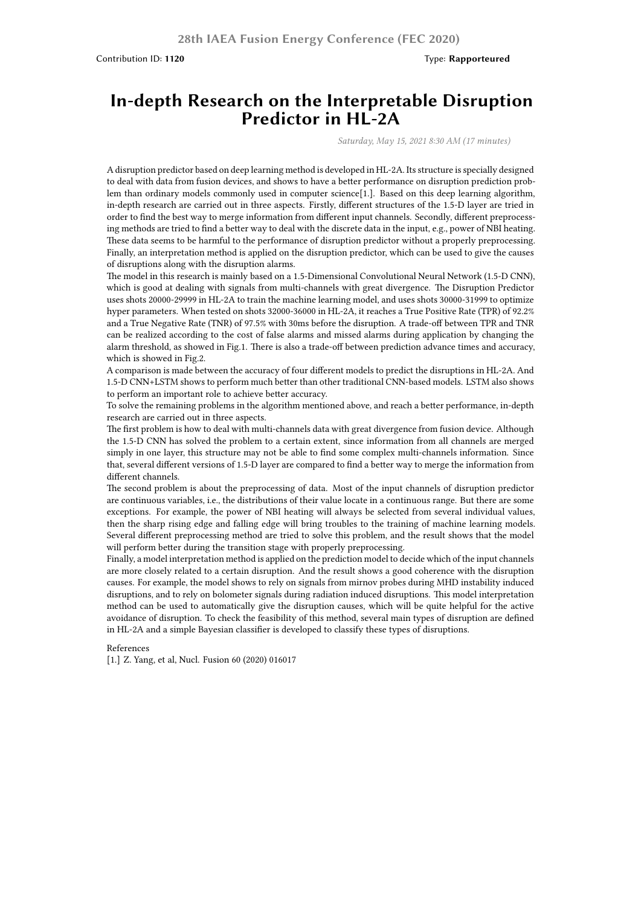Contribution ID: **1120** Type: **Rapporteured**

# In-depth Research on the Interpretable Disruption Predictor in HL-2A

*Saturday, May 15, 2021 8:30 AM (17 minutes)*

A disruption predictor based on deep learning method is developed in HL-2A. Its structure is specially designed to deal with data from fusion devices, and shows to have a better performance on disruption prediction problem than ordinary models commonly used in computer science[1.]. Based on this deep learning algorithm, in-depth research are carried out in three aspects. Firstly, different structures of the 1.5-D layer are tried in order to find the best way to merge information from different input channels. Secondly, different preprocessing methods are tried to find a better way to deal with the discrete data in the input, e.g., power of NBI heating. These data seems to be harmful to the performance of disruption predictor without a properly preprocessing. Finally, an interpretation method is applied on the disruption predictor, which can be used to give the causes of disruptions along with the disruption alarms.

The model in this research is mainly based on a 1.5-Dimensional Convolutional Neural Network (1.5-D CNN), which is good at dealing with signals from multi-channels with great divergence. The Disruption Predictor uses shots 20000-29999 in HL-2A to train the machine learning model, and uses shots 30000-31999 to optimize hyper parameters. When tested on shots 32000-36000 in HL-2A, it reaches a True Positive Rate (TPR) of 92.2% and a True Negative Rate (TNR) of 97.5% with 30ms before the disruption. A trade-off between TPR and TNR can be realized according to the cost of false alarms and missed alarms during application by changing the alarm threshold, as showed in Fig.1. There is also a trade-off between prediction advance times and accuracy, which is showed in Fig.2.

A comparison is made between the accuracy of four different models to predict the disruptions in HL-2A. And 1.5-D CNN+LSTM shows to perform much better than other traditional CNN-based models. LSTM also shows to perform an important role to achieve better accuracy.

To solve the remaining problems in the algorithm mentioned above, and reach a better performance, in-depth research are carried out in three aspects.

The first problem is how to deal with multi-channels data with great divergence from fusion device. Although the 1.5-D CNN has solved the problem to a certain extent, since information from all channels are merged simply in one layer, this structure may not be able to find some complex multi-channels information. Since that, several different versions of 1.5-D layer are compared to find a better way to merge the information from different channels.

The second problem is about the preprocessing of data. Most of the input channels of disruption predictor are continuous variables, i.e., the distributions of their value locate in a continuous range. But there are some exceptions. For example, the power of NBI heating will always be selected from several individual values, then the sharp rising edge and falling edge will bring troubles to the training of machine learning models. Several different preprocessing method are tried to solve this problem, and the result shows that the model will perform better during the transition stage with properly preprocessing.

Finally, a model interpretation method is applied on the prediction model to decide which of the input channels are more closely related to a certain disruption. And the result shows a good coherence with the disruption causes. For example, the model shows to rely on signals from mirnov probes during MHD instability induced disruptions, and to rely on bolometer signals during radiation induced disruptions. This model interpretation method can be used to automatically give the disruption causes, which will be quite helpful for the active avoidance of disruption. To check the feasibility of this method, several main types of disruption are defined in HL-2A and a simple Bayesian classifier is developed to classify these types of disruptions.

References

[1.] Z. Yang, et al, Nucl. Fusion 60 (2020) 016017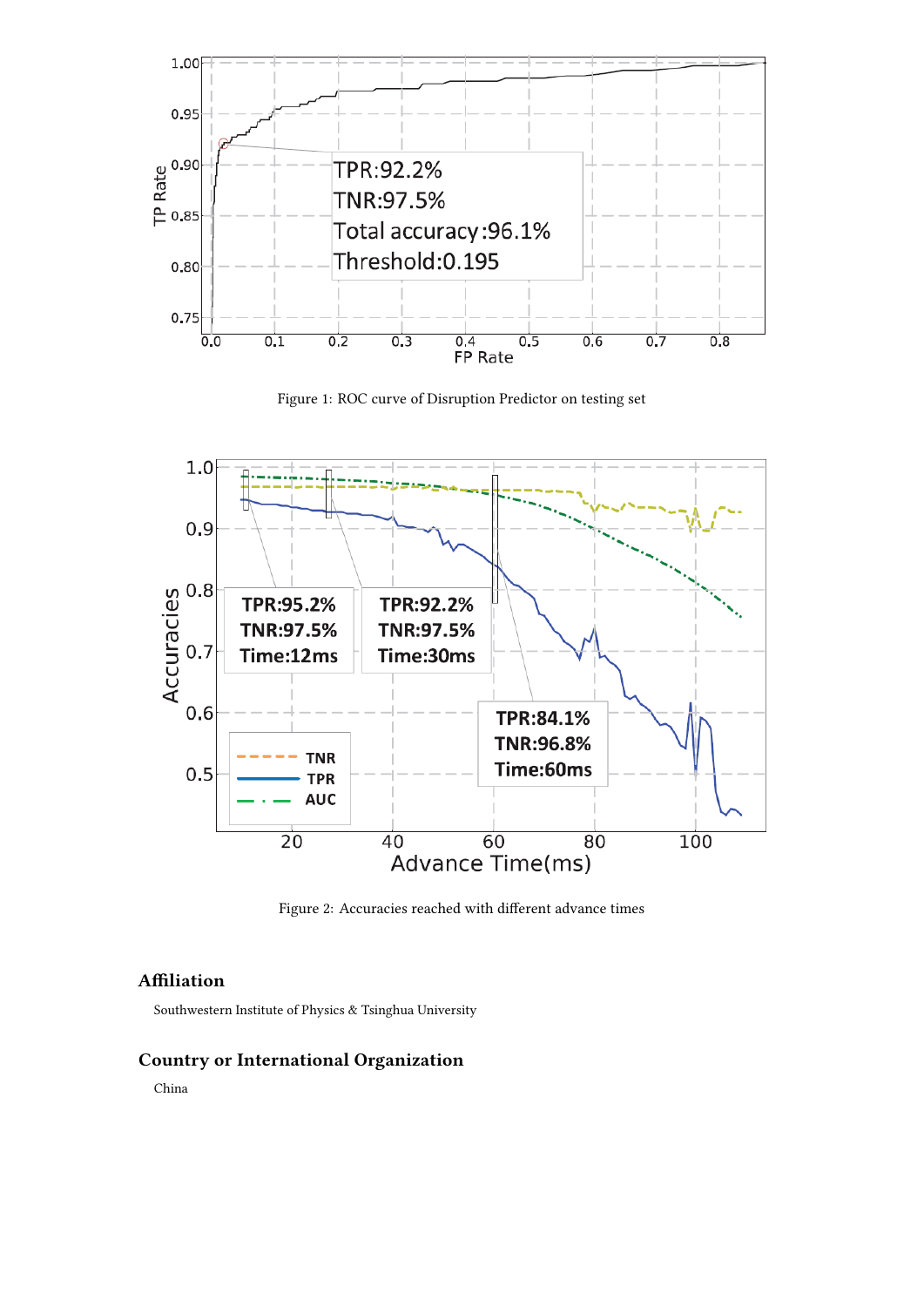Figure 1: ROC curve of Disruption Predictor on testing set

Figure 2: Accuracies reached with different advance times

## Affiliation

Southwestern Institute of Physics & Tsinghua University

## Country or International Organization

China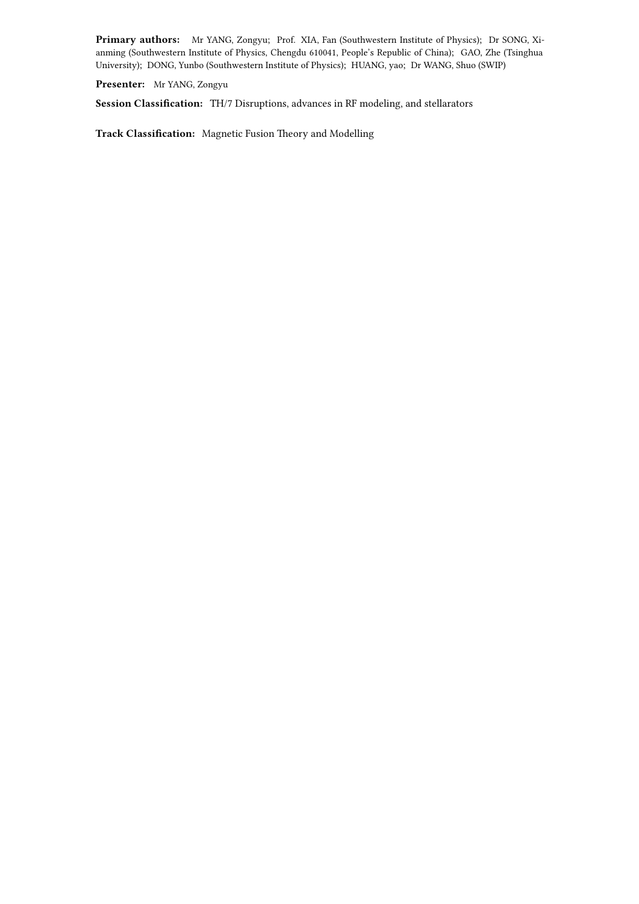**Primary authors:** Mr YANG, Zongyu; Prof. XIA, Fan (Southwestern Institute of Physics); Dr SONG, Xianming (Southwestern Institute of Physics, Chengdu 610041, People's Republic of China); GAO, Zhe (Tsinghua University); DONG, Yunbo (Southwestern Institute of Physics); HUANG, yao; Dr WANG, Shuo (SWIP)

**Presenter:** Mr YANG, Zongyu

**Session Classification:** TH/7 Disruptions, advances in RF modeling, and stellarators

**Track Classification:** Magnetic Fusion Theory and Modelling